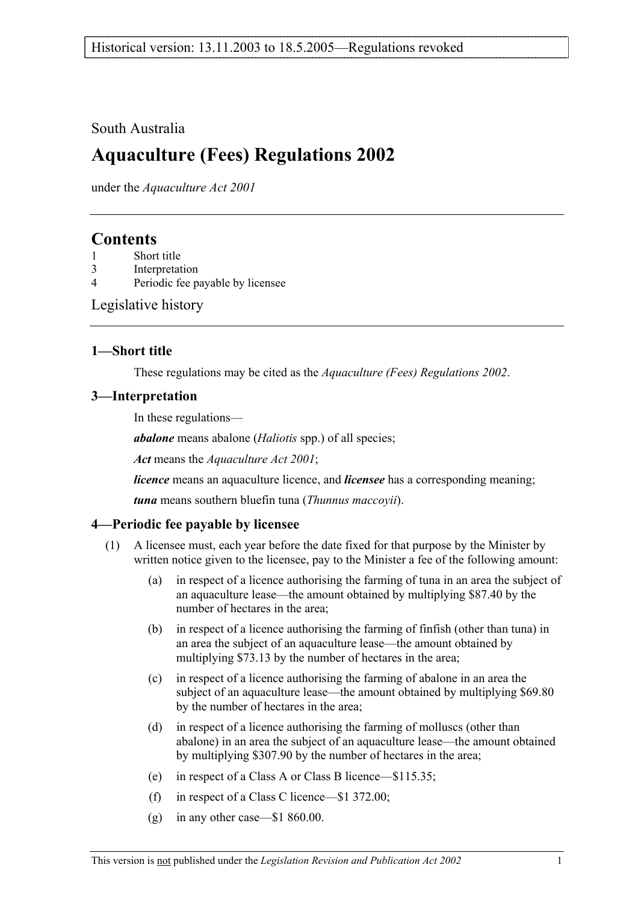Historical version: 13.11.2003 to 18.5.2005—Regulations revoked

South Australia

# Aquaculture (Fees) Regulations 2002

under the *Aquaculture Act 2001*

## Contents

1 Short title
3 Interpretation
4 Periodic fee payable by licensee

Legislative history

### 1—Short title

These regulations may be cited as the *Aquaculture (Fees) Regulations 2002*.

### 3—Interpretation

In these regulations—

***abalone*** means abalone (*Haliotis* spp.) of all species;

***Act*** means the *Aquaculture Act 2001*;

***licence*** means an aquaculture licence, and ***licensee*** has a corresponding meaning;

***tuna*** means southern bluefin tuna (*Thunnus maccoyii*).

### 4—Periodic fee payable by licensee

(1) A licensee must, each year before the date fixed for that purpose by the Minister by written notice given to the licensee, pay to the Minister a fee of the following amount:

(a) in respect of a licence authorising the farming of tuna in an area the subject of an aquaculture lease—the amount obtained by multiplying $87.40 by the number of hectares in the area;

(b) in respect of a licence authorising the farming of finfish (other than tuna) in an area the subject of an aquaculture lease—the amount obtained by multiplying $73.13 by the number of hectares in the area;

(c) in respect of a licence authorising the farming of abalone in an area the subject of an aquaculture lease—the amount obtained by multiplying $69.80 by the number of hectares in the area;

(d) in respect of a licence authorising the farming of molluscs (other than abalone) in an area the subject of an aquaculture lease—the amount obtained by multiplying $307.90 by the number of hectares in the area;

(e) in respect of a Class A or Class B licence—$115.35;

(f) in respect of a Class C licence—$1 372.00;

(g) in any other case—$1 860.00.

This version is not published under the *Legislation Revision and Publication Act 2002*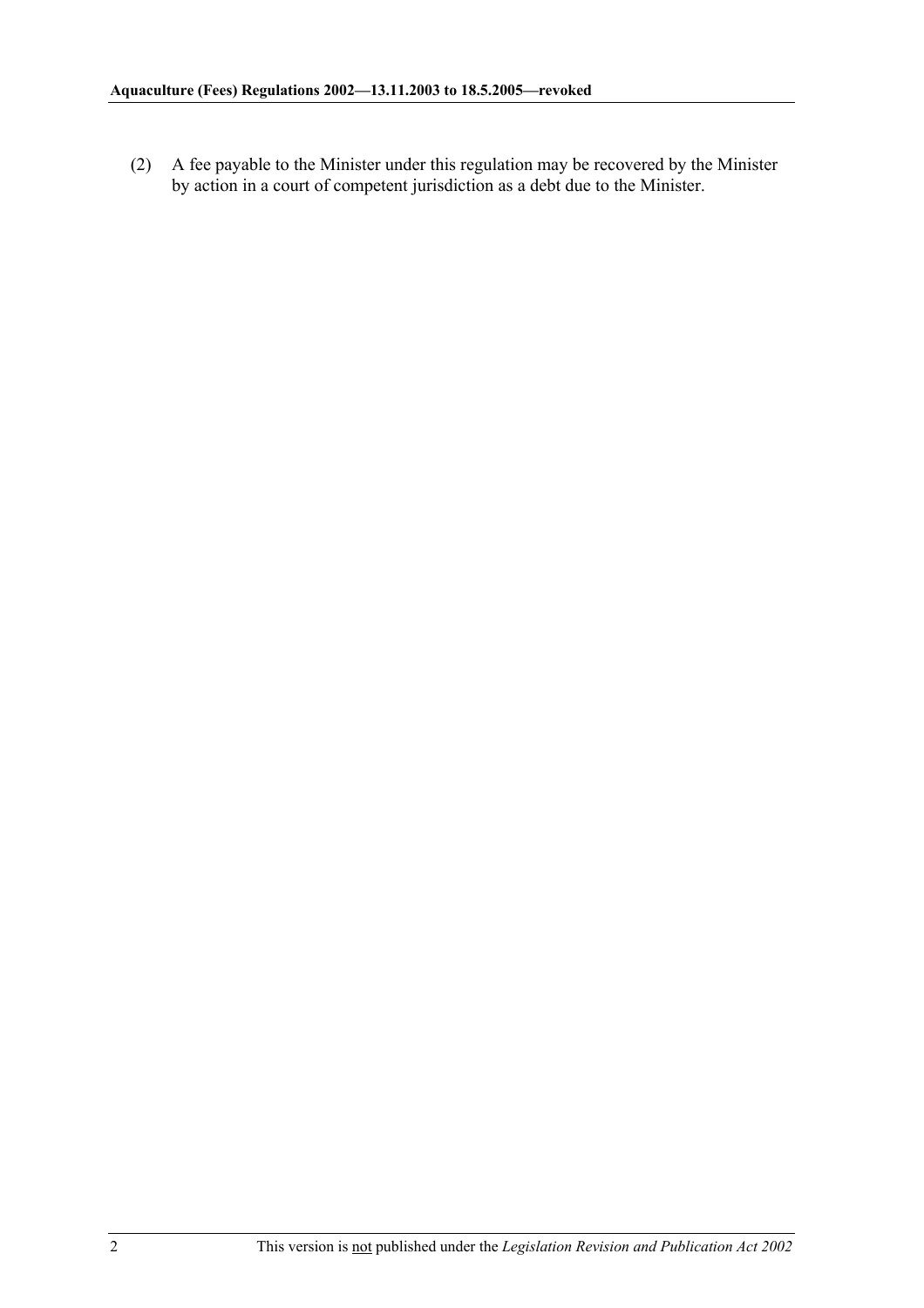(2) A fee payable to the Minister under this regulation may be recovered by the Minister by action in a court of competent jurisdiction as a debt due to the Minister.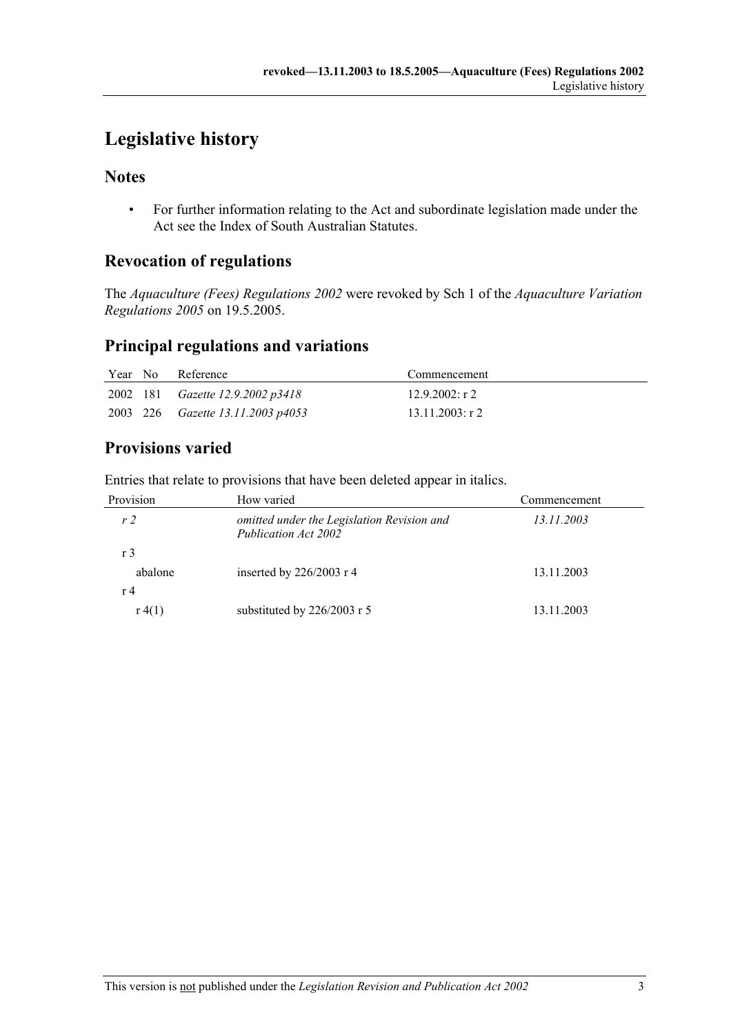# Legislative history

## Notes

- For further information relating to the Act and subordinate legislation made under the Act see the Index of South Australian Statutes.

## Revocation of regulations

The *Aquaculture (Fees) Regulations 2002* were revoked by Sch 1 of the *Aquaculture Variation Regulations 2005* on 19.5.2005.

## Principal regulations and variations

| Year | No | Reference | Commencement |
|---|---|---|---|
| 2002 | 181 | *Gazette 12.9.2002 p3418* | 12.9.2002: r 2 |
| 2003 | 226 | *Gazette 13.11.2003 p4053* | 13.11.2003: r 2 |

## Provisions varied

Entries that relate to provisions that have been deleted appear in italics.

| Provision | How varied | Commencement |
|---|---|---|
| *r 2* | *omitted under the Legislation Revision and Publication Act 2002* | *13.11.2003* |
| r 3 | | |
| abalone | inserted by 226/2003 r 4 | 13.11.2003 |
| r 4 | | |
| r 4(1) | substituted by 226/2003 r 5 | 13.11.2003 |